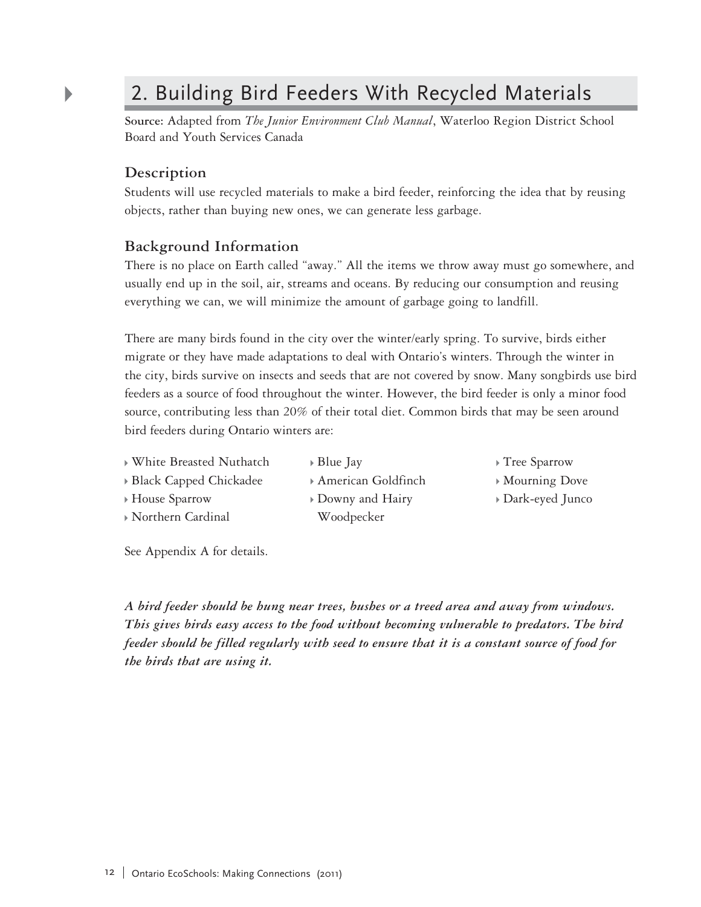## 2. Building Bird Feeders With Recycled Materials

**Source:** Adapted from *The Junior Environment Club Manual*, Waterloo Region District School Board and Youth Services Canada

### Description

Students will use recycled materials to make a bird feeder, reinforcing the idea that by reusing objects, rather than buying new ones, we can generate less garbage.

### Background Information

There is no place on Earth called "away." All the items we throw away must go somewhere, and usually end up in the soil, air, streams and oceans. By reducing our consumption and reusing everything we can, we will minimize the amount of garbage going to landfill.

There are many birds found in the city over the winter/early spring. To survive, birds either migrate or they have made adaptations to deal with Ontario's winters. Through the winter in the city, birds survive on insects and seeds that are not covered by snow. Many songbirds use bird feeders as a source of food throughout the winter. However, the bird feeder is only a minor food source, contributing less than 20% of their total diet. Common birds that may be seen around bird feeders during Ontario winters are:

- White Breasted Nuthatch
- Black Capped Chickadee
- House Sparrow
- Northern Cardinal
- Blue Jay
- American Goldfinch
- Downy and Hairy Woodpecker
- Tree Sparrow
- Mourning Dove
- Dark-eyed Junco

See Appendix A for details.

***A bird feeder should be hung near trees, bushes or a treed area and away from windows. This gives birds easy access to the food without becoming vulnerable to predators. The bird feeder should be filled regularly with seed to ensure that it is a constant source of food for the birds that are using it.***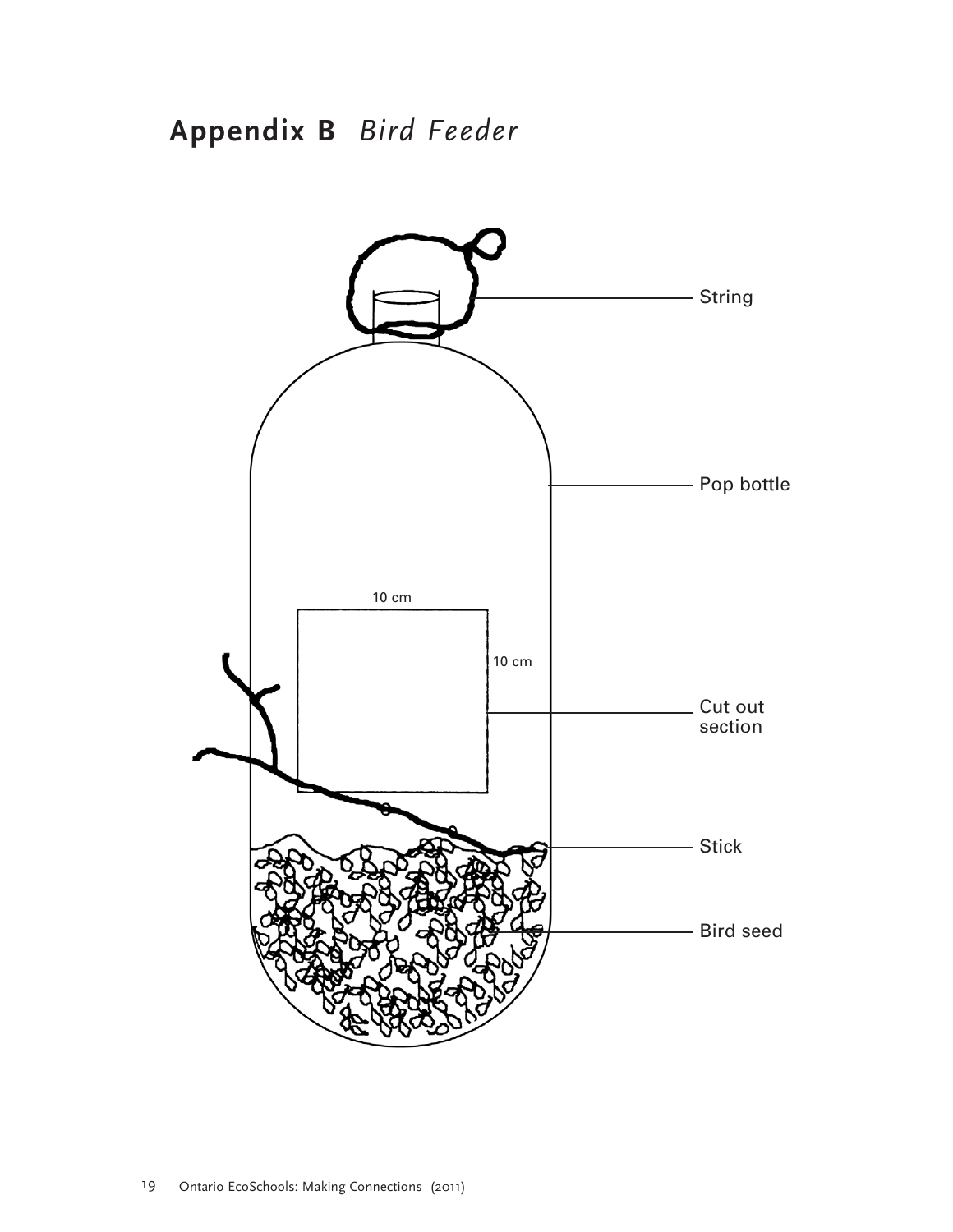# Appendix B *Bird Feeder*

String

Pop bottle

10 cm

10 cm

Cut out section

Stick

Bird seed